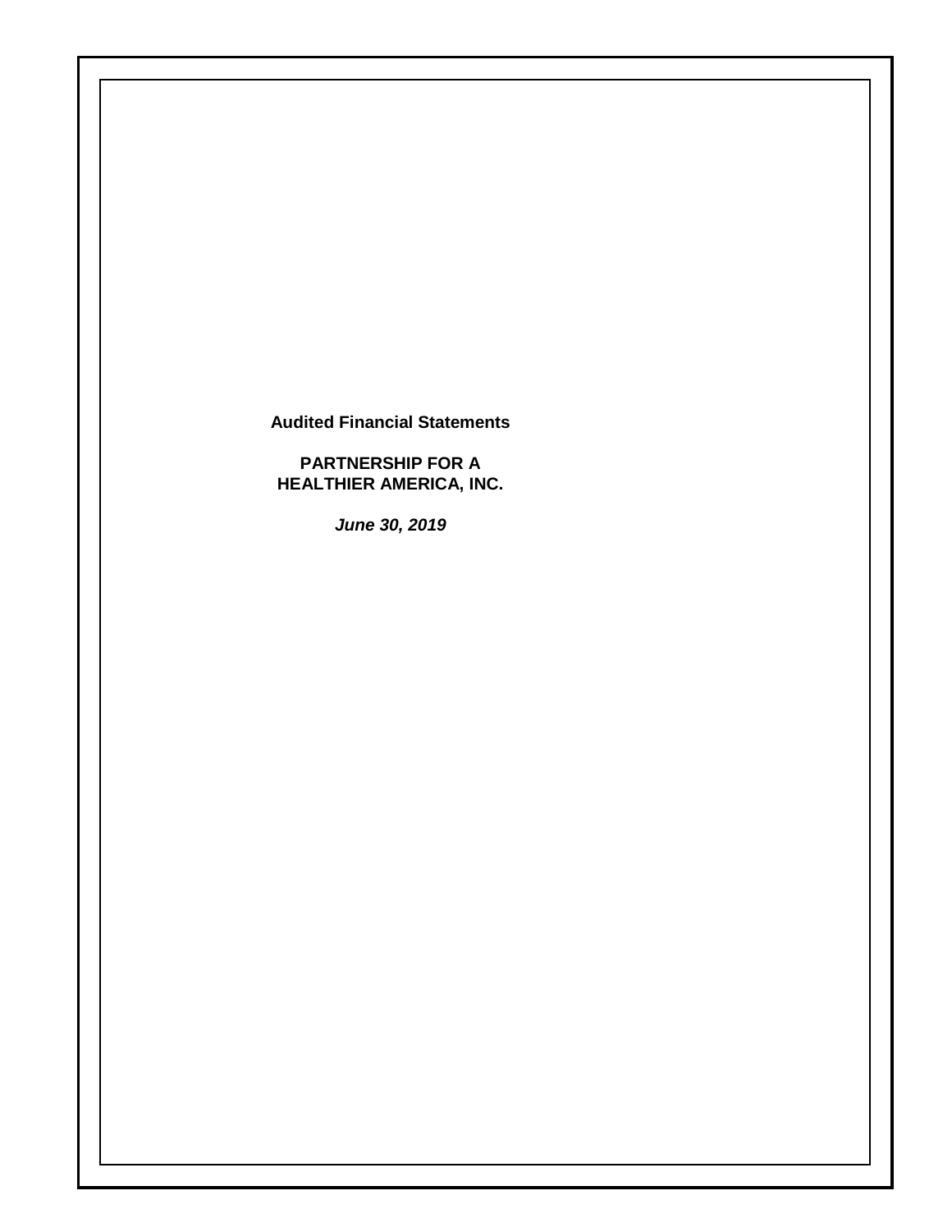**Audited Financial Statements**

**PARTNERSHIP FOR A HEALTHIER AMERICA, INC.**

***June 30, 2019***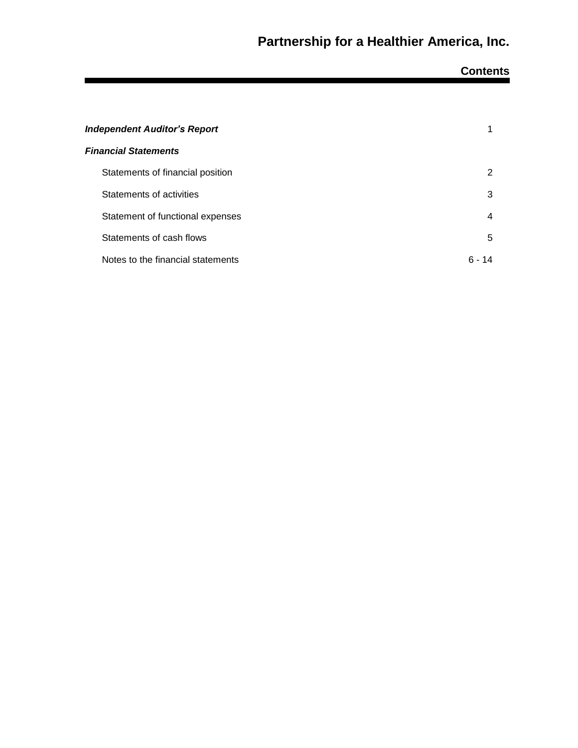# Partnership for a Healthier America, Inc.

## Contents

| | |
|---|---|
| ***Independent Auditor's Report*** | 1 |
| ***Financial Statements*** | |
| Statements of financial position | 2 |
| Statements of activities | 3 |
| Statement of functional expenses | 4 |
| Statements of cash flows | 5 |
| Notes to the financial statements | 6 - 14 |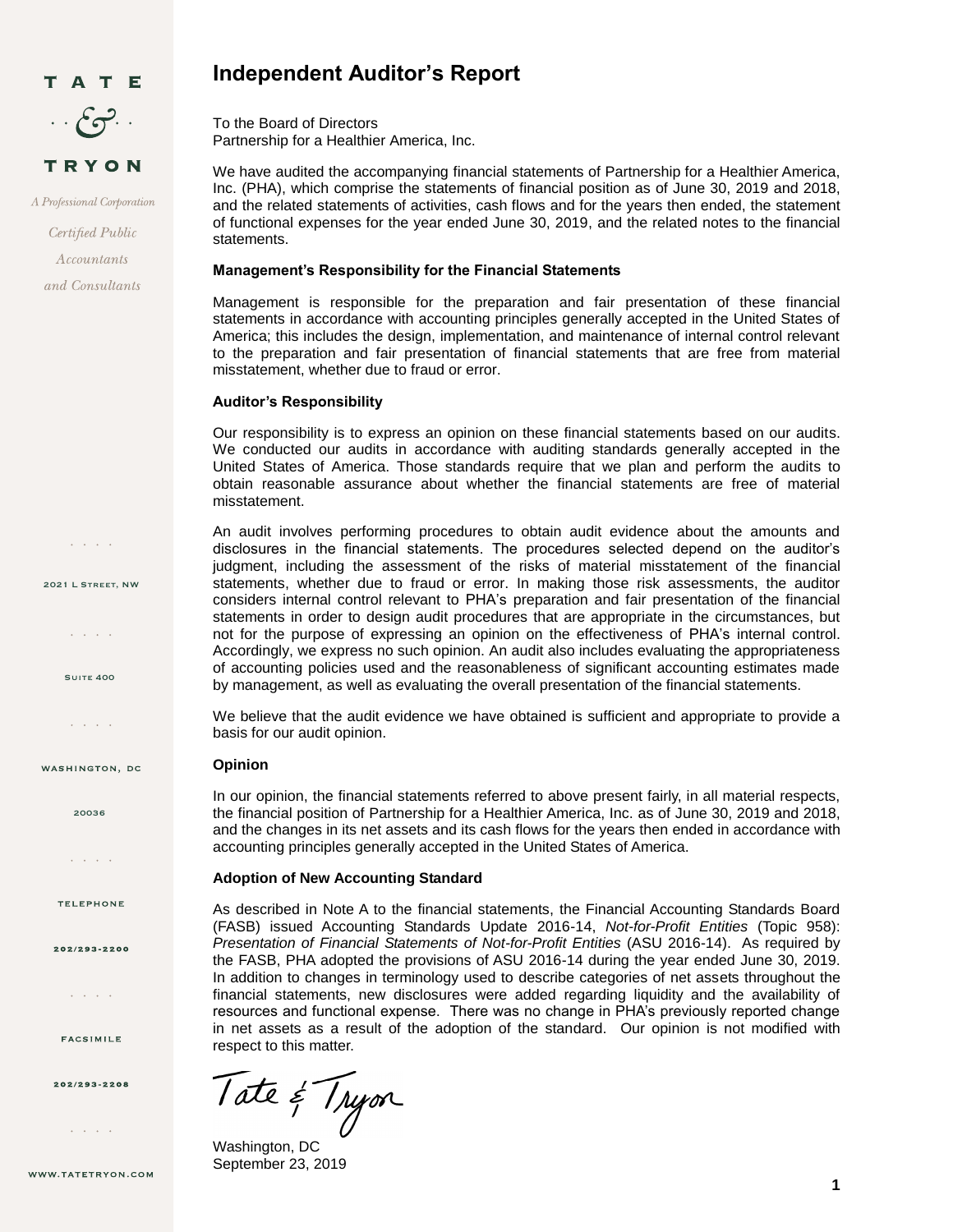TATE & TRYON

A Professional Corporation

Certified Public Accountants and Consultants

2021 L Street, NW

Suite 400

Washington, DC

20036

Telephone

202/293-2200

Facsimile

202/293-2208

www.tatetryon.com

# Independent Auditor's Report

To the Board of Directors
Partnership for a Healthier America, Inc.

We have audited the accompanying financial statements of Partnership for a Healthier America, Inc. (PHA), which comprise the statements of financial position as of June 30, 2019 and 2018, and the related statements of activities, cash flows and for the years then ended, the statement of functional expenses for the year ended June 30, 2019, and the related notes to the financial statements.

### Management's Responsibility for the Financial Statements

Management is responsible for the preparation and fair presentation of these financial statements in accordance with accounting principles generally accepted in the United States of America; this includes the design, implementation, and maintenance of internal control relevant to the preparation and fair presentation of financial statements that are free from material misstatement, whether due to fraud or error.

### Auditor's Responsibility

Our responsibility is to express an opinion on these financial statements based on our audits. We conducted our audits in accordance with auditing standards generally accepted in the United States of America. Those standards require that we plan and perform the audits to obtain reasonable assurance about whether the financial statements are free of material misstatement.

An audit involves performing procedures to obtain audit evidence about the amounts and disclosures in the financial statements. The procedures selected depend on the auditor's judgment, including the assessment of the risks of material misstatement of the financial statements, whether due to fraud or error. In making those risk assessments, the auditor considers internal control relevant to PHA's preparation and fair presentation of the financial statements in order to design audit procedures that are appropriate in the circumstances, but not for the purpose of expressing an opinion on the effectiveness of PHA's internal control. Accordingly, we express no such opinion. An audit also includes evaluating the appropriateness of accounting policies used and the reasonableness of significant accounting estimates made by management, as well as evaluating the overall presentation of the financial statements.

We believe that the audit evidence we have obtained is sufficient and appropriate to provide a basis for our audit opinion.

### Opinion

In our opinion, the financial statements referred to above present fairly, in all material respects, the financial position of Partnership for a Healthier America, Inc. as of June 30, 2019 and 2018, and the changes in its net assets and its cash flows for the years then ended in accordance with accounting principles generally accepted in the United States of America.

### Adoption of New Accounting Standard

As described in Note A to the financial statements, the Financial Accounting Standards Board (FASB) issued Accounting Standards Update 2016-14, *Not-for-Profit Entities* (Topic 958): *Presentation of Financial Statements of Not-for-Profit Entities* (ASU 2016-14). As required by the FASB, PHA adopted the provisions of ASU 2016-14 during the year ended June 30, 2019. In addition to changes in terminology used to describe categories of net assets throughout the financial statements, new disclosures were added regarding liquidity and the availability of resources and functional expense. There was no change in PHA's previously reported change in net assets as a result of the adoption of the standard. Our opinion is not modified with respect to this matter.

Tate & Tryon

Washington, DC
September 23, 2019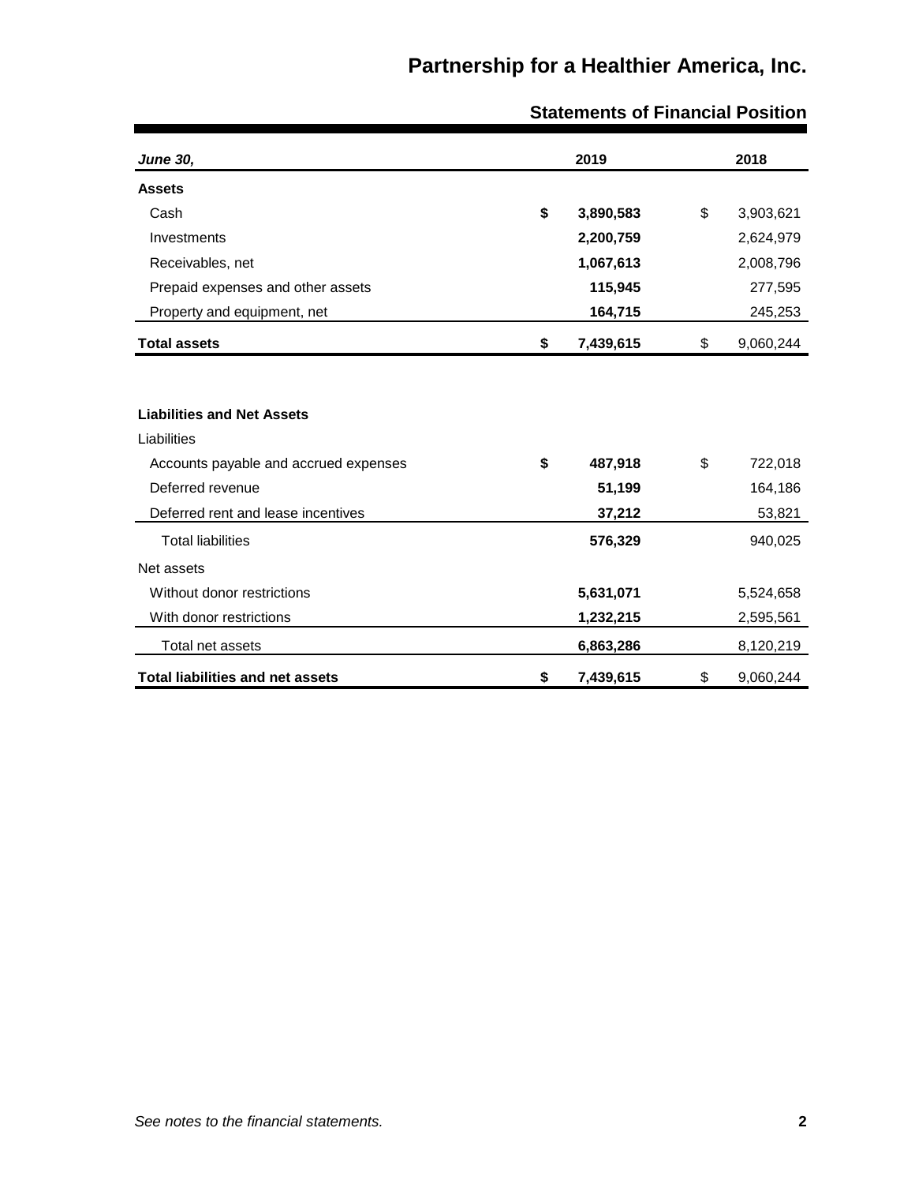# Partnership for a Healthier America, Inc.

## Statements of Financial Position

| *June 30,* | 2019 | 2018 |
|---|---|---|
| **Assets** | | |
| Cash | **$ 3,890,583** | $ 3,903,621 |
| Investments | **2,200,759** | 2,624,979 |
| Receivables, net | **1,067,613** | 2,008,796 |
| Prepaid expenses and other assets | **115,945** | 277,595 |
| Property and equipment, net | **164,715** | 245,253 |
| **Total assets** | **$ 7,439,615** | $ 9,060,244 |

| | 2019 | 2018 |
|---|---|---|
| **Liabilities and Net Assets** | | |
| Liabilities | | |
| Accounts payable and accrued expenses | **$ 487,918** | $ 722,018 |
| Deferred revenue | **51,199** | 164,186 |
| Deferred rent and lease incentives | **37,212** | 53,821 |
| Total liabilities | **576,329** | 940,025 |
| Net assets | | |
| Without donor restrictions | **5,631,071** | 5,524,658 |
| With donor restrictions | **1,232,215** | 2,595,561 |
| Total net assets | **6,863,286** | 8,120,219 |
| **Total liabilities and net assets** | **$ 7,439,615** | $ 9,060,244 |

*See notes to the financial statements.*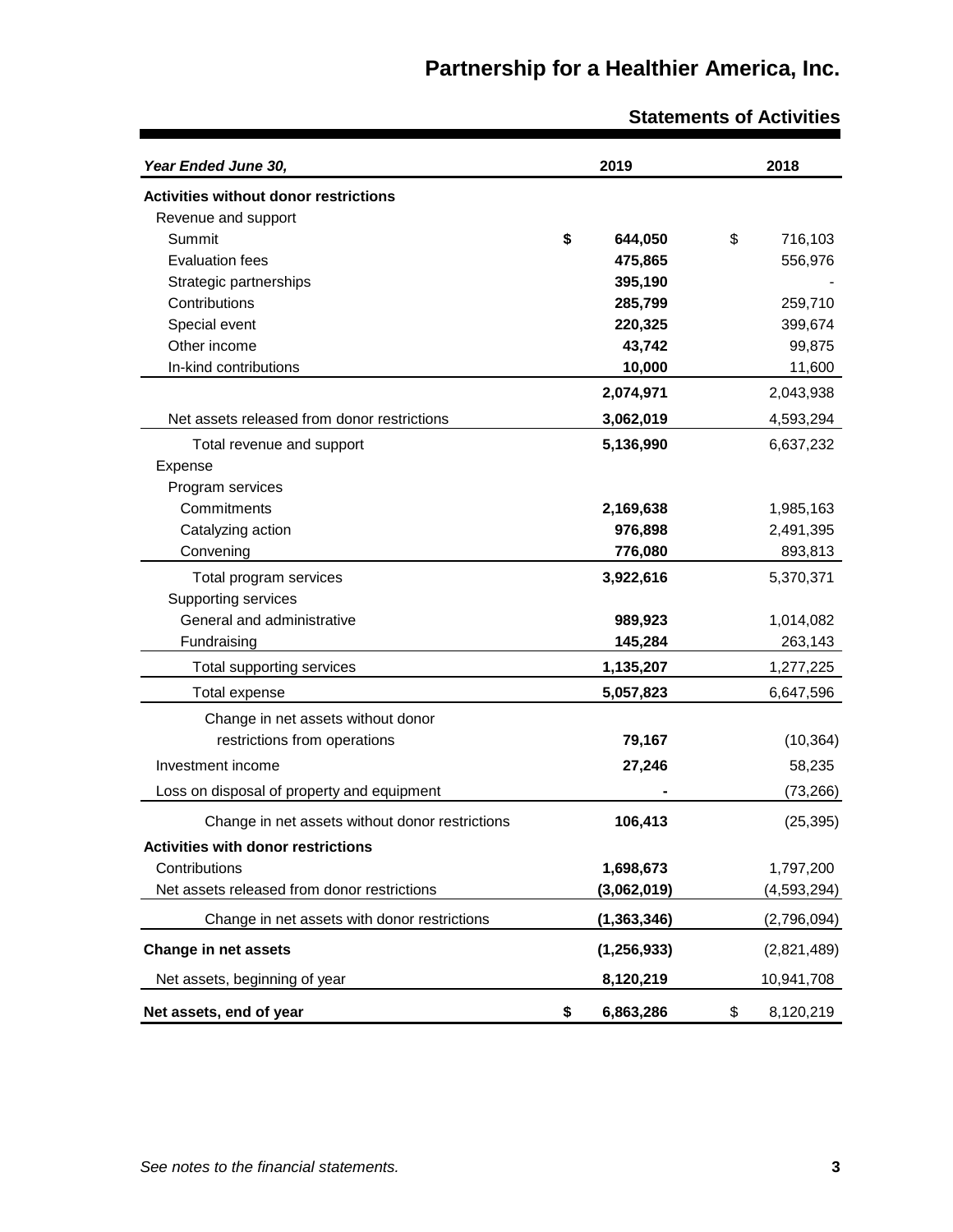# Partnership for a Healthier America, Inc.

## Statements of Activities

| *Year Ended June 30,* | 2019 | 2018 |
|---|---|---|
| **Activities without donor restrictions** | | |
| Revenue and support | | |
| Summit | **$ 644,050** | $ 716,103 |
| Evaluation fees | **475,865** | 556,976 |
| Strategic partnerships | **395,190** | - |
| Contributions | **285,799** | 259,710 |
| Special event | **220,325** | 399,674 |
| Other income | **43,742** | 99,875 |
| In-kind contributions | **10,000** | 11,600 |
| | **2,074,971** | 2,043,938 |
| Net assets released from donor restrictions | **3,062,019** | 4,593,294 |
| Total revenue and support | **5,136,990** | 6,637,232 |
| Expense | | |
| Program services | | |
| Commitments | **2,169,638** | 1,985,163 |
| Catalyzing action | **976,898** | 2,491,395 |
| Convening | **776,080** | 893,813 |
| Total program services | **3,922,616** | 5,370,371 |
| Supporting services | | |
| General and administrative | **989,923** | 1,014,082 |
| Fundraising | **145,284** | 263,143 |
| Total supporting services | **1,135,207** | 1,277,225 |
| Total expense | **5,057,823** | 6,647,596 |
| Change in net assets without donor restrictions from operations | **79,167** | (10,364) |
| Investment income | **27,246** | 58,235 |
| Loss on disposal of property and equipment | **-** | (73,266) |
| Change in net assets without donor restrictions | **106,413** | (25,395) |
| **Activities with donor restrictions** | | |
| Contributions | **1,698,673** | 1,797,200 |
| Net assets released from donor restrictions | **(3,062,019)** | (4,593,294) |
| Change in net assets with donor restrictions | **(1,363,346)** | (2,796,094) |
| **Change in net assets** | **(1,256,933)** | (2,821,489) |
| Net assets, beginning of year | **8,120,219** | 10,941,708 |
| **Net assets, end of year** | **$ 6,863,286** | $ 8,120,219 |

*See notes to the financial statements.*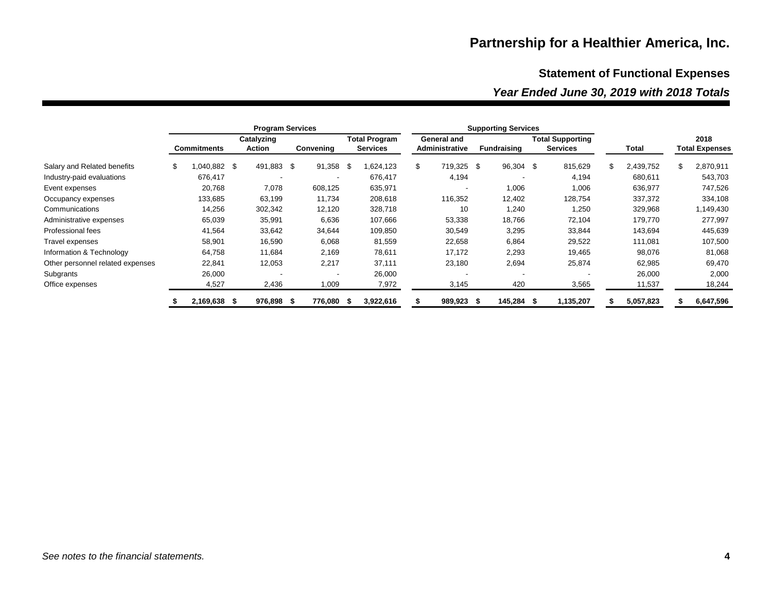# Partnership for a Healthier America, Inc.

## Statement of Functional Expenses

### *Year Ended June 30, 2019 with 2018 Totals*

| | Program Services | | | | Supporting Services | | | | |
|---|---|---|---|---|---|---|---|---|---|
| | **Commitments** | **Catalyzing Action** | **Convening** | **Total Program Services** | **General and Administrative** | **Fundraising** | **Total Supporting Services** | **Total** | **2018 Total Expenses** |
| Salary and Related benefits | $ 1,040,882 | $ 491,883 | $ 91,358 | $ 1,624,123 | $ 719,325 | $ 96,304 | $ 815,629 | $ 2,439,752 | $ 2,870,911 |
| Industry-paid evaluations | 676,417 | - | - | 676,417 | 4,194 | - | 4,194 | 680,611 | 543,703 |
| Event expenses | 20,768 | 7,078 | 608,125 | 635,971 | - | 1,006 | 1,006 | 636,977 | 747,526 |
| Occupancy expenses | 133,685 | 63,199 | 11,734 | 208,618 | 116,352 | 12,402 | 128,754 | 337,372 | 334,108 |
| Communications | 14,256 | 302,342 | 12,120 | 328,718 | 10 | 1,240 | 1,250 | 329,968 | 1,149,430 |
| Administrative expenses | 65,039 | 35,991 | 6,636 | 107,666 | 53,338 | 18,766 | 72,104 | 179,770 | 277,997 |
| Professional fees | 41,564 | 33,642 | 34,644 | 109,850 | 30,549 | 3,295 | 33,844 | 143,694 | 445,639 |
| Travel expenses | 58,901 | 16,590 | 6,068 | 81,559 | 22,658 | 6,864 | 29,522 | 111,081 | 107,500 |
| Information & Technology | 64,758 | 11,684 | 2,169 | 78,611 | 17,172 | 2,293 | 19,465 | 98,076 | 81,068 |
| Other personnel related expenses | 22,841 | 12,053 | 2,217 | 37,111 | 23,180 | 2,694 | 25,874 | 62,985 | 69,470 |
| Subgrants | 26,000 | - | - | 26,000 | - | - | - | 26,000 | 2,000 |
| Office expenses | 4,527 | 2,436 | 1,009 | 7,972 | 3,145 | 420 | 3,565 | 11,537 | 18,244 |
| | **$ 2,169,638** | **$ 976,898** | **$ 776,080** | **$ 3,922,616** | **$ 989,923** | **$ 145,284** | **$ 1,135,207** | **$ 5,057,823** | **$ 6,647,596** |

*See notes to the financial statements.*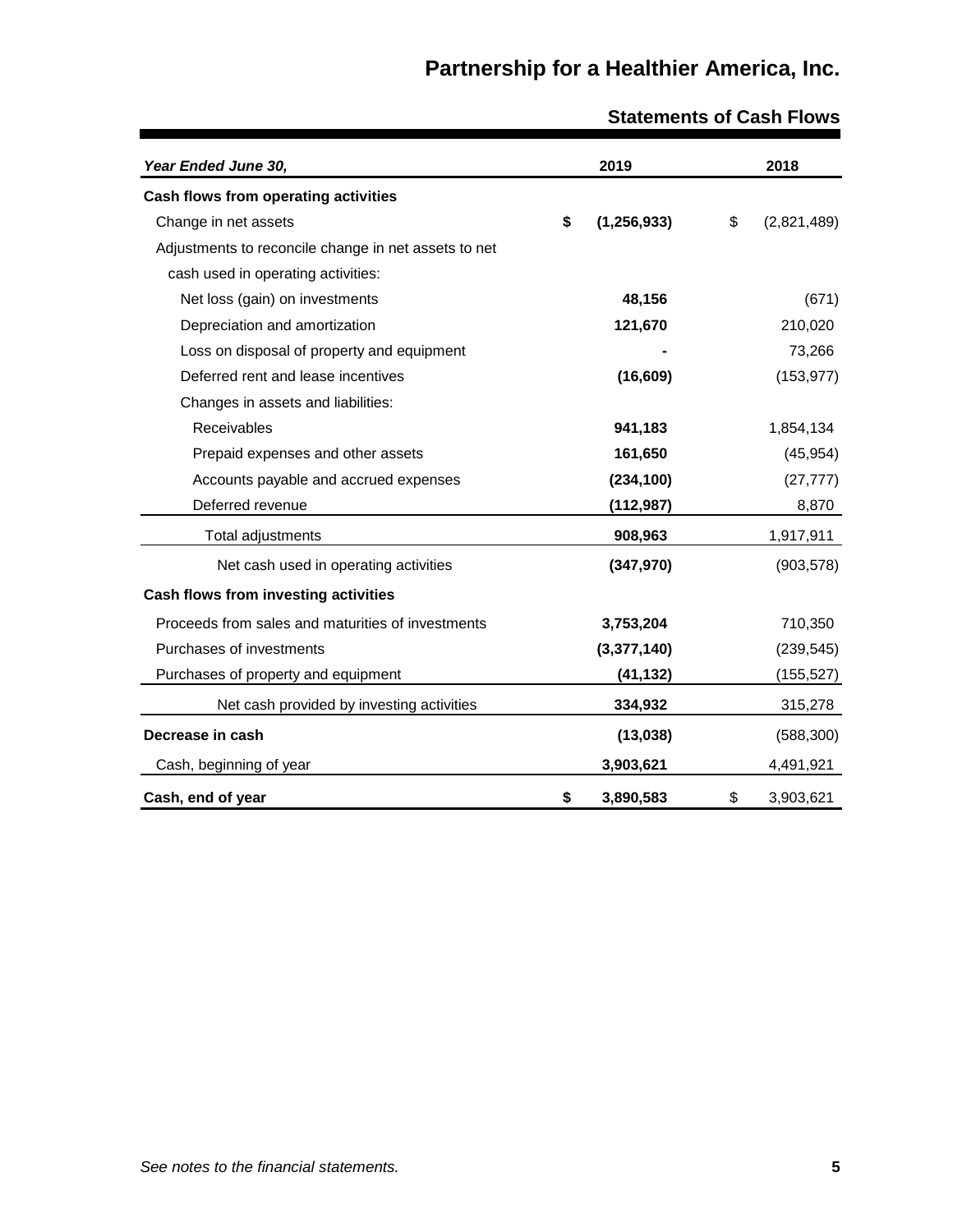# Partnership for a Healthier America, Inc.

## Statements of Cash Flows

| *Year Ended June 30,* | 2019 | 2018 |
|---|---|---|
| **Cash flows from operating activities** | | |
| Change in net assets | **$ (1,256,933)** | $ (2,821,489) |
| Adjustments to reconcile change in net assets to net cash used in operating activities: | | |
| Net loss (gain) on investments | **48,156** | (671) |
| Depreciation and amortization | **121,670** | 210,020 |
| Loss on disposal of property and equipment | **-** | 73,266 |
| Deferred rent and lease incentives | **(16,609)** | (153,977) |
| Changes in assets and liabilities: | | |
| Receivables | **941,183** | 1,854,134 |
| Prepaid expenses and other assets | **161,650** | (45,954) |
| Accounts payable and accrued expenses | **(234,100)** | (27,777) |
| Deferred revenue | **(112,987)** | 8,870 |
| Total adjustments | **908,963** | 1,917,911 |
| Net cash used in operating activities | **(347,970)** | (903,578) |
| **Cash flows from investing activities** | | |
| Proceeds from sales and maturities of investments | **3,753,204** | 710,350 |
| Purchases of investments | **(3,377,140)** | (239,545) |
| Purchases of property and equipment | **(41,132)** | (155,527) |
| Net cash provided by investing activities | **334,932** | 315,278 |
| **Decrease in cash** | **(13,038)** | (588,300) |
| Cash, beginning of year | **3,903,621** | 4,491,921 |
| **Cash, end of year** | **$ 3,890,583** | $ 3,903,621 |

*See notes to the financial statements.*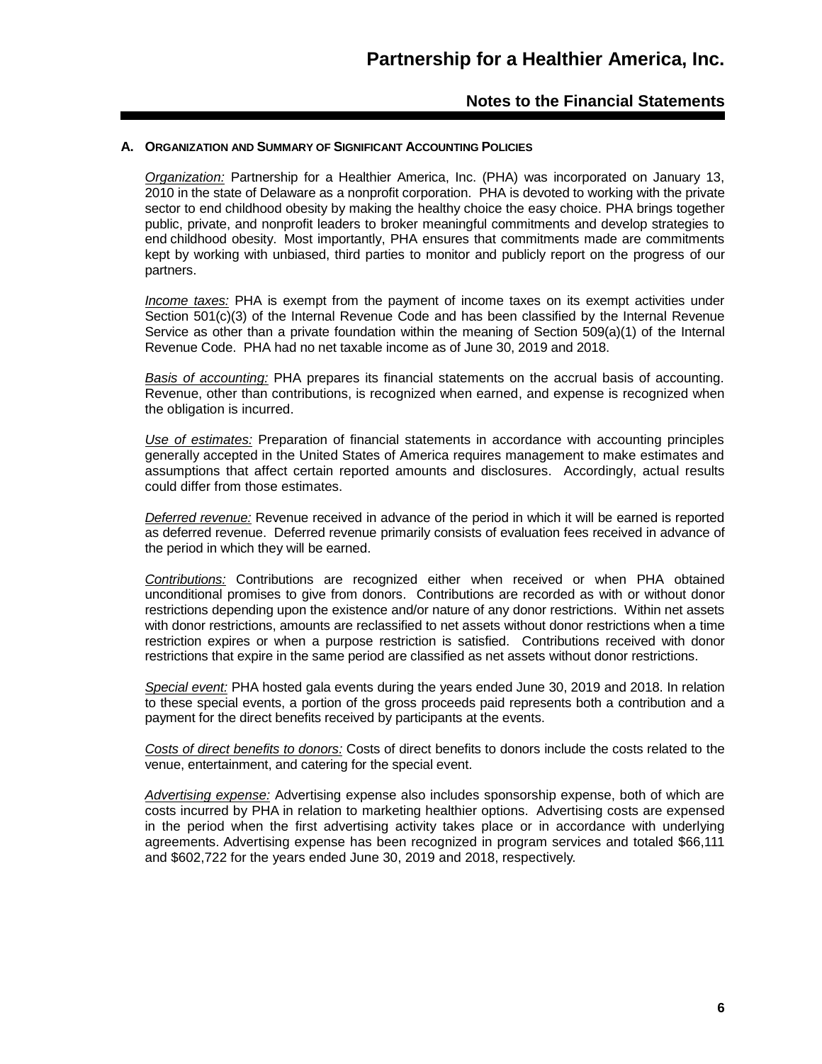# Partnership for a Healthier America, Inc.

## Notes to the Financial Statements

### A. Organization and Summary of Significant Accounting Policies

*Organization:* Partnership for a Healthier America, Inc. (PHA) was incorporated on January 13, 2010 in the state of Delaware as a nonprofit corporation. PHA is devoted to working with the private sector to end childhood obesity by making the healthy choice the easy choice. PHA brings together public, private, and nonprofit leaders to broker meaningful commitments and develop strategies to end childhood obesity. Most importantly, PHA ensures that commitments made are commitments kept by working with unbiased, third parties to monitor and publicly report on the progress of our partners.

*Income taxes:* PHA is exempt from the payment of income taxes on its exempt activities under Section 501(c)(3) of the Internal Revenue Code and has been classified by the Internal Revenue Service as other than a private foundation within the meaning of Section 509(a)(1) of the Internal Revenue Code. PHA had no net taxable income as of June 30, 2019 and 2018.

*Basis of accounting:* PHA prepares its financial statements on the accrual basis of accounting. Revenue, other than contributions, is recognized when earned, and expense is recognized when the obligation is incurred.

*Use of estimates:* Preparation of financial statements in accordance with accounting principles generally accepted in the United States of America requires management to make estimates and assumptions that affect certain reported amounts and disclosures. Accordingly, actual results could differ from those estimates.

*Deferred revenue:* Revenue received in advance of the period in which it will be earned is reported as deferred revenue. Deferred revenue primarily consists of evaluation fees received in advance of the period in which they will be earned.

*Contributions:* Contributions are recognized either when received or when PHA obtained unconditional promises to give from donors. Contributions are recorded as with or without donor restrictions depending upon the existence and/or nature of any donor restrictions. Within net assets with donor restrictions, amounts are reclassified to net assets without donor restrictions when a time restriction expires or when a purpose restriction is satisfied. Contributions received with donor restrictions that expire in the same period are classified as net assets without donor restrictions.

*Special event:* PHA hosted gala events during the years ended June 30, 2019 and 2018. In relation to these special events, a portion of the gross proceeds paid represents both a contribution and a payment for the direct benefits received by participants at the events.

*Costs of direct benefits to donors:* Costs of direct benefits to donors include the costs related to the venue, entertainment, and catering for the special event.

*Advertising expense:* Advertising expense also includes sponsorship expense, both of which are costs incurred by PHA in relation to marketing healthier options. Advertising costs are expensed in the period when the first advertising activity takes place or in accordance with underlying agreements. Advertising expense has been recognized in program services and totaled $66,111 and $602,722 for the years ended June 30, 2019 and 2018, respectively.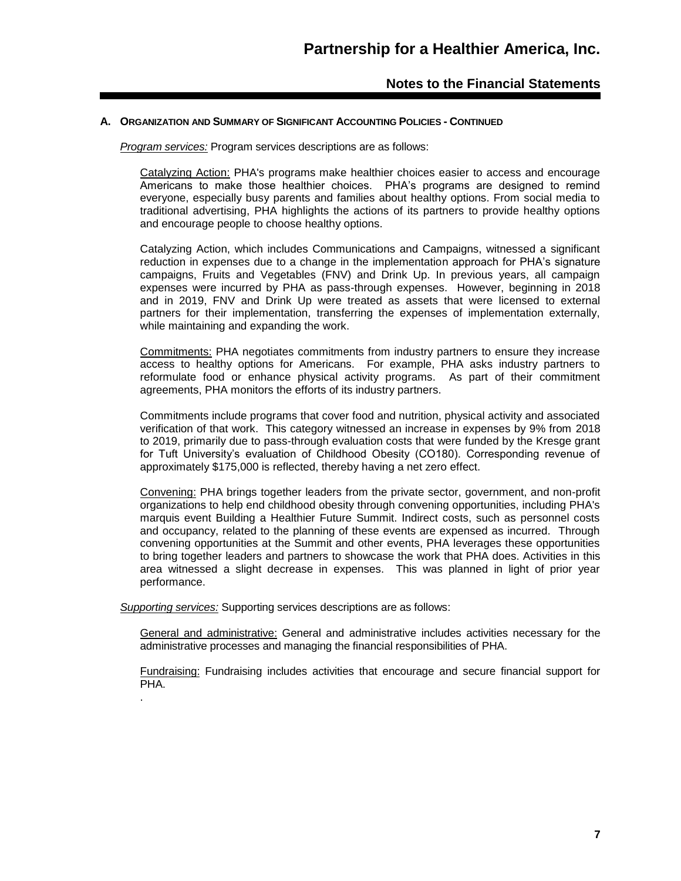## A. ORGANIZATION AND SUMMARY OF SIGNIFICANT ACCOUNTING POLICIES - CONTINUED

*Program services:* Program services descriptions are as follows:

Catalyzing Action: PHA's programs make healthier choices easier to access and encourage Americans to make those healthier choices. PHA's programs are designed to remind everyone, especially busy parents and families about healthy options. From social media to traditional advertising, PHA highlights the actions of its partners to provide healthy options and encourage people to choose healthy options.

Catalyzing Action, which includes Communications and Campaigns, witnessed a significant reduction in expenses due to a change in the implementation approach for PHA's signature campaigns, Fruits and Vegetables (FNV) and Drink Up. In previous years, all campaign expenses were incurred by PHA as pass-through expenses. However, beginning in 2018 and in 2019, FNV and Drink Up were treated as assets that were licensed to external partners for their implementation, transferring the expenses of implementation externally, while maintaining and expanding the work.

Commitments: PHA negotiates commitments from industry partners to ensure they increase access to healthy options for Americans. For example, PHA asks industry partners to reformulate food or enhance physical activity programs. As part of their commitment agreements, PHA monitors the efforts of its industry partners.

Commitments include programs that cover food and nutrition, physical activity and associated verification of that work. This category witnessed an increase in expenses by 9% from 2018 to 2019, primarily due to pass-through evaluation costs that were funded by the Kresge grant for Tuft University's evaluation of Childhood Obesity (CO180). Corresponding revenue of approximately $175,000 is reflected, thereby having a net zero effect.

Convening: PHA brings together leaders from the private sector, government, and non-profit organizations to help end childhood obesity through convening opportunities, including PHA's marquis event Building a Healthier Future Summit. Indirect costs, such as personnel costs and occupancy, related to the planning of these events are expensed as incurred. Through convening opportunities at the Summit and other events, PHA leverages these opportunities to bring together leaders and partners to showcase the work that PHA does. Activities in this area witnessed a slight decrease in expenses. This was planned in light of prior year performance.

*Supporting services:* Supporting services descriptions are as follows:

General and administrative: General and administrative includes activities necessary for the administrative processes and managing the financial responsibilities of PHA.

Fundraising: Fundraising includes activities that encourage and secure financial support for PHA.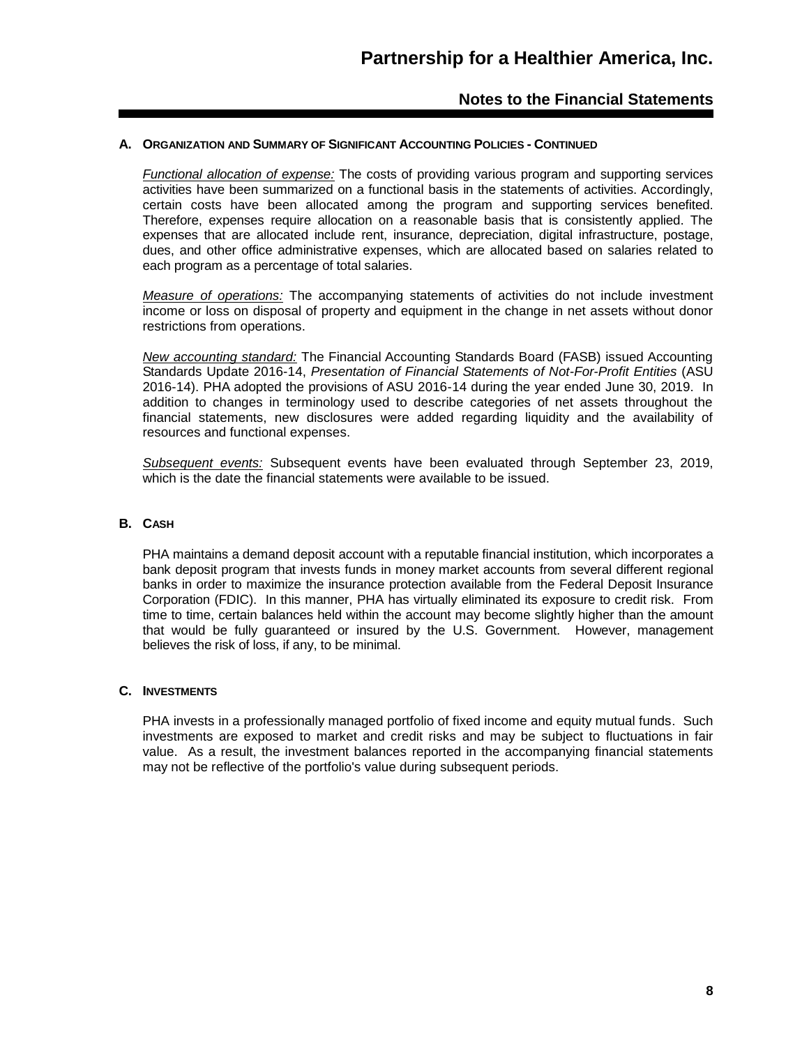## A. Organization and Summary of Significant Accounting Policies - Continued

*Functional allocation of expense:* The costs of providing various program and supporting services activities have been summarized on a functional basis in the statements of activities. Accordingly, certain costs have been allocated among the program and supporting services benefited. Therefore, expenses require allocation on a reasonable basis that is consistently applied. The expenses that are allocated include rent, insurance, depreciation, digital infrastructure, postage, dues, and other office administrative expenses, which are allocated based on salaries related to each program as a percentage of total salaries.

*Measure of operations:* The accompanying statements of activities do not include investment income or loss on disposal of property and equipment in the change in net assets without donor restrictions from operations.

*New accounting standard:* The Financial Accounting Standards Board (FASB) issued Accounting Standards Update 2016-14, *Presentation of Financial Statements of Not-For-Profit Entities* (ASU 2016-14). PHA adopted the provisions of ASU 2016-14 during the year ended June 30, 2019. In addition to changes in terminology used to describe categories of net assets throughout the financial statements, new disclosures were added regarding liquidity and the availability of resources and functional expenses.

*Subsequent events:* Subsequent events have been evaluated through September 23, 2019, which is the date the financial statements were available to be issued.

## B. Cash

PHA maintains a demand deposit account with a reputable financial institution, which incorporates a bank deposit program that invests funds in money market accounts from several different regional banks in order to maximize the insurance protection available from the Federal Deposit Insurance Corporation (FDIC). In this manner, PHA has virtually eliminated its exposure to credit risk. From time to time, certain balances held within the account may become slightly higher than the amount that would be fully guaranteed or insured by the U.S. Government. However, management believes the risk of loss, if any, to be minimal.

## C. Investments

PHA invests in a professionally managed portfolio of fixed income and equity mutual funds. Such investments are exposed to market and credit risks and may be subject to fluctuations in fair value. As a result, the investment balances reported in the accompanying financial statements may not be reflective of the portfolio's value during subsequent periods.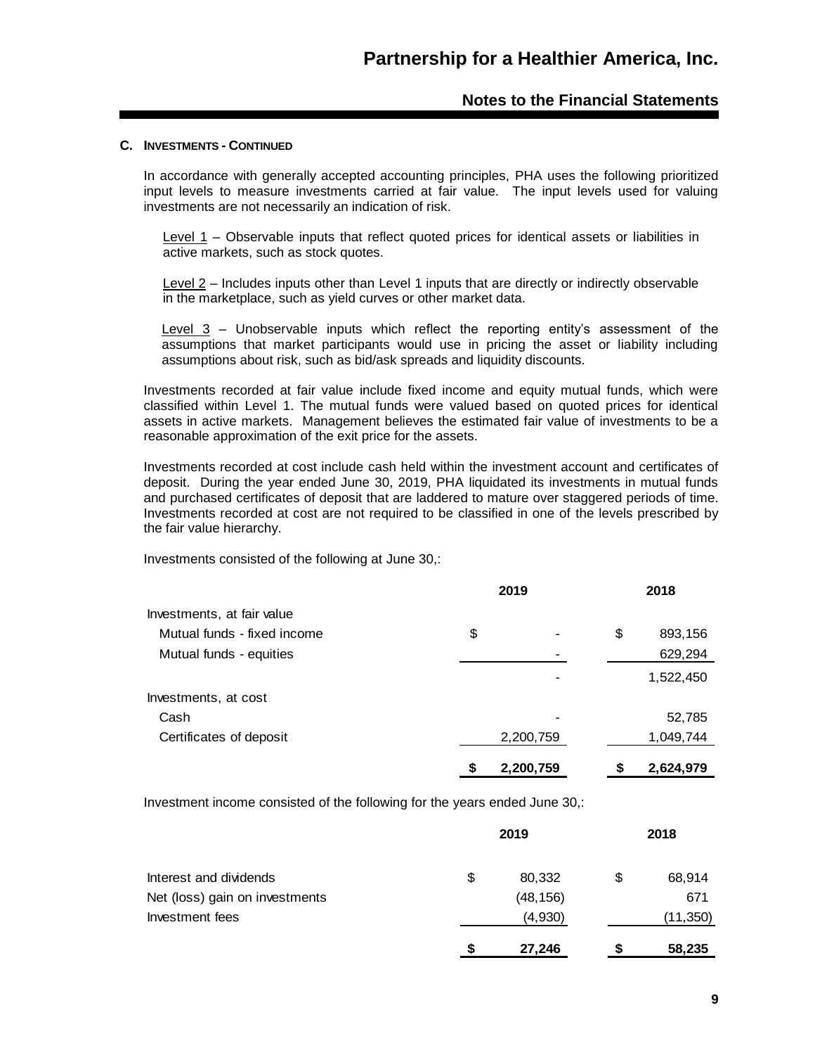### C. INVESTMENTS - CONTINUED

In accordance with generally accepted accounting principles, PHA uses the following prioritized input levels to measure investments carried at fair value. The input levels used for valuing investments are not necessarily an indication of risk.

Level 1 – Observable inputs that reflect quoted prices for identical assets or liabilities in active markets, such as stock quotes.

Level 2 – Includes inputs other than Level 1 inputs that are directly or indirectly observable in the marketplace, such as yield curves or other market data.

Level 3 – Unobservable inputs which reflect the reporting entity's assessment of the assumptions that market participants would use in pricing the asset or liability including assumptions about risk, such as bid/ask spreads and liquidity discounts.

Investments recorded at fair value include fixed income and equity mutual funds, which were classified within Level 1. The mutual funds were valued based on quoted prices for identical assets in active markets. Management believes the estimated fair value of investments to be a reasonable approximation of the exit price for the assets.

Investments recorded at cost include cash held within the investment account and certificates of deposit. During the year ended June 30, 2019, PHA liquidated its investments in mutual funds and purchased certificates of deposit that are laddered to mature over staggered periods of time. Investments recorded at cost are not required to be classified in one of the levels prescribed by the fair value hierarchy.

Investments consisted of the following at June 30,:

| | 2019 | 2018 |
|---|---|---|
| Investments, at fair value | | |
| Mutual funds - fixed income | $ - | $ 893,156 |
| Mutual funds - equities | - | 629,294 |
| | - | 1,522,450 |
| Investments, at cost | | |
| Cash | - | 52,785 |
| Certificates of deposit | 2,200,759 | 1,049,744 |
| | **$ 2,200,759** | **$ 2,624,979** |

Investment income consisted of the following for the years ended June 30,:

| | 2019 | 2018 |
|---|---|---|
| Interest and dividends | $ 80,332 | $ 68,914 |
| Net (loss) gain on investments | (48,156) | 671 |
| Investment fees | (4,930) | (11,350) |
| | **$ 27,246** | **$ 58,235** |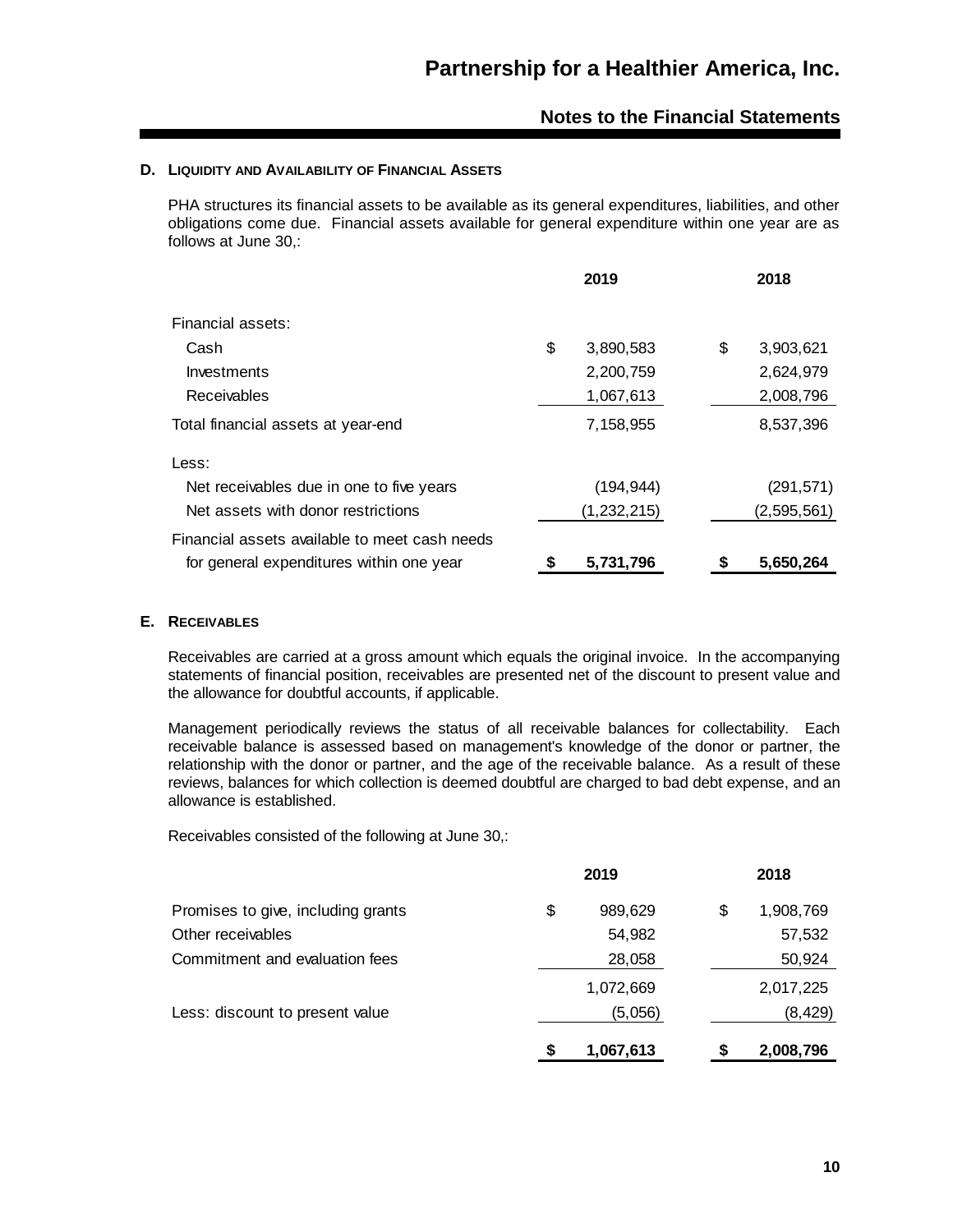## D. Liquidity and Availability of Financial Assets

PHA structures its financial assets to be available as its general expenditures, liabilities, and other obligations come due. Financial assets available for general expenditure within one year are as follows at June 30,:

| | 2019 | 2018 |
|---|---|---|
| Financial assets: | | |
| Cash | $ 3,890,583 | $ 3,903,621 |
| Investments | 2,200,759 | 2,624,979 |
| Receivables | 1,067,613 | 2,008,796 |
| Total financial assets at year-end | 7,158,955 | 8,537,396 |
| Less: | | |
| Net receivables due in one to five years | (194,944) | (291,571) |
| Net assets with donor restrictions | (1,232,215) | (2,595,561) |
| Financial assets available to meet cash needs for general expenditures within one year | **$ 5,731,796** | **$ 5,650,264** |

## E. Receivables

Receivables are carried at a gross amount which equals the original invoice. In the accompanying statements of financial position, receivables are presented net of the discount to present value and the allowance for doubtful accounts, if applicable.

Management periodically reviews the status of all receivable balances for collectability. Each receivable balance is assessed based on management's knowledge of the donor or partner, the relationship with the donor or partner, and the age of the receivable balance. As a result of these reviews, balances for which collection is deemed doubtful are charged to bad debt expense, and an allowance is established.

Receivables consisted of the following at June 30,:

| | 2019 | 2018 |
|---|---|---|
| Promises to give, including grants | $ 989,629 | $ 1,908,769 |
| Other receivables | 54,982 | 57,532 |
| Commitment and evaluation fees | 28,058 | 50,924 |
| | 1,072,669 | 2,017,225 |
| Less: discount to present value | (5,056) | (8,429) |
| | **$ 1,067,613** | **$ 2,008,796** |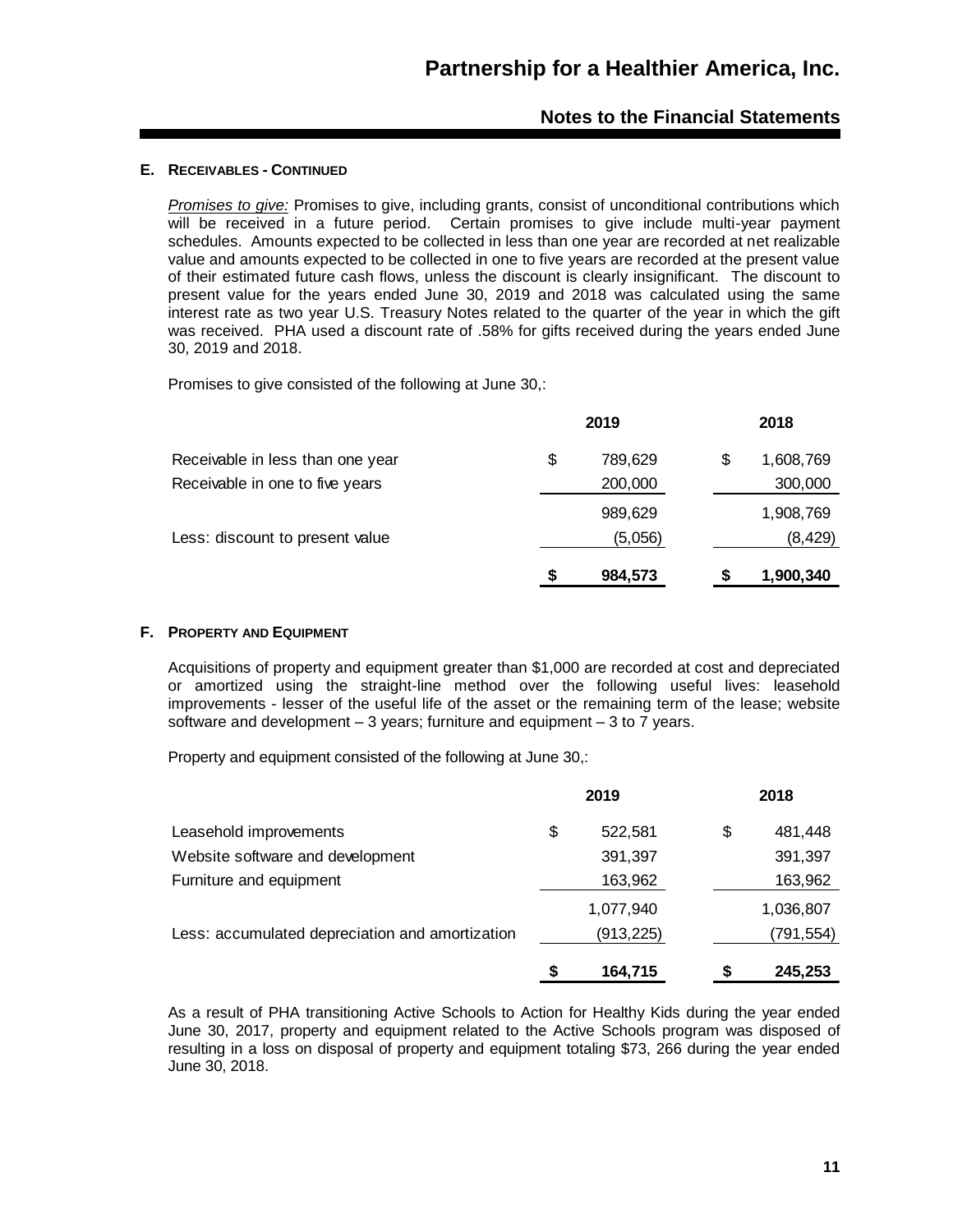## E. Receivables - Continued

*Promises to give:* Promises to give, including grants, consist of unconditional contributions which will be received in a future period. Certain promises to give include multi-year payment schedules. Amounts expected to be collected in less than one year are recorded at net realizable value and amounts expected to be collected in one to five years are recorded at the present value of their estimated future cash flows, unless the discount is clearly insignificant. The discount to present value for the years ended June 30, 2019 and 2018 was calculated using the same interest rate as two year U.S. Treasury Notes related to the quarter of the year in which the gift was received. PHA used a discount rate of .58% for gifts received during the years ended June 30, 2019 and 2018.

Promises to give consisted of the following at June 30,:

| | 2019 | 2018 |
|---|---|---|
| Receivable in less than one year | $ 789,629 | $ 1,608,769 |
| Receivable in one to five years | 200,000 | 300,000 |
| | 989,629 | 1,908,769 |
| Less: discount to present value | (5,056) | (8,429) |
| | **$ 984,573** | **$ 1,900,340** |

## F. Property and Equipment

Acquisitions of property and equipment greater than $1,000 are recorded at cost and depreciated or amortized using the straight-line method over the following useful lives: leasehold improvements - lesser of the useful life of the asset or the remaining term of the lease; website software and development – 3 years; furniture and equipment – 3 to 7 years.

Property and equipment consisted of the following at June 30,:

| | 2019 | 2018 |
|---|---|---|
| Leasehold improvements | $ 522,581 | $ 481,448 |
| Website software and development | 391,397 | 391,397 |
| Furniture and equipment | 163,962 | 163,962 |
| | 1,077,940 | 1,036,807 |
| Less: accumulated depreciation and amortization | (913,225) | (791,554) |
| | **$ 164,715** | **$ 245,253** |

As a result of PHA transitioning Active Schools to Action for Healthy Kids during the year ended June 30, 2017, property and equipment related to the Active Schools program was disposed of resulting in a loss on disposal of property and equipment totaling $73, 266 during the year ended June 30, 2018.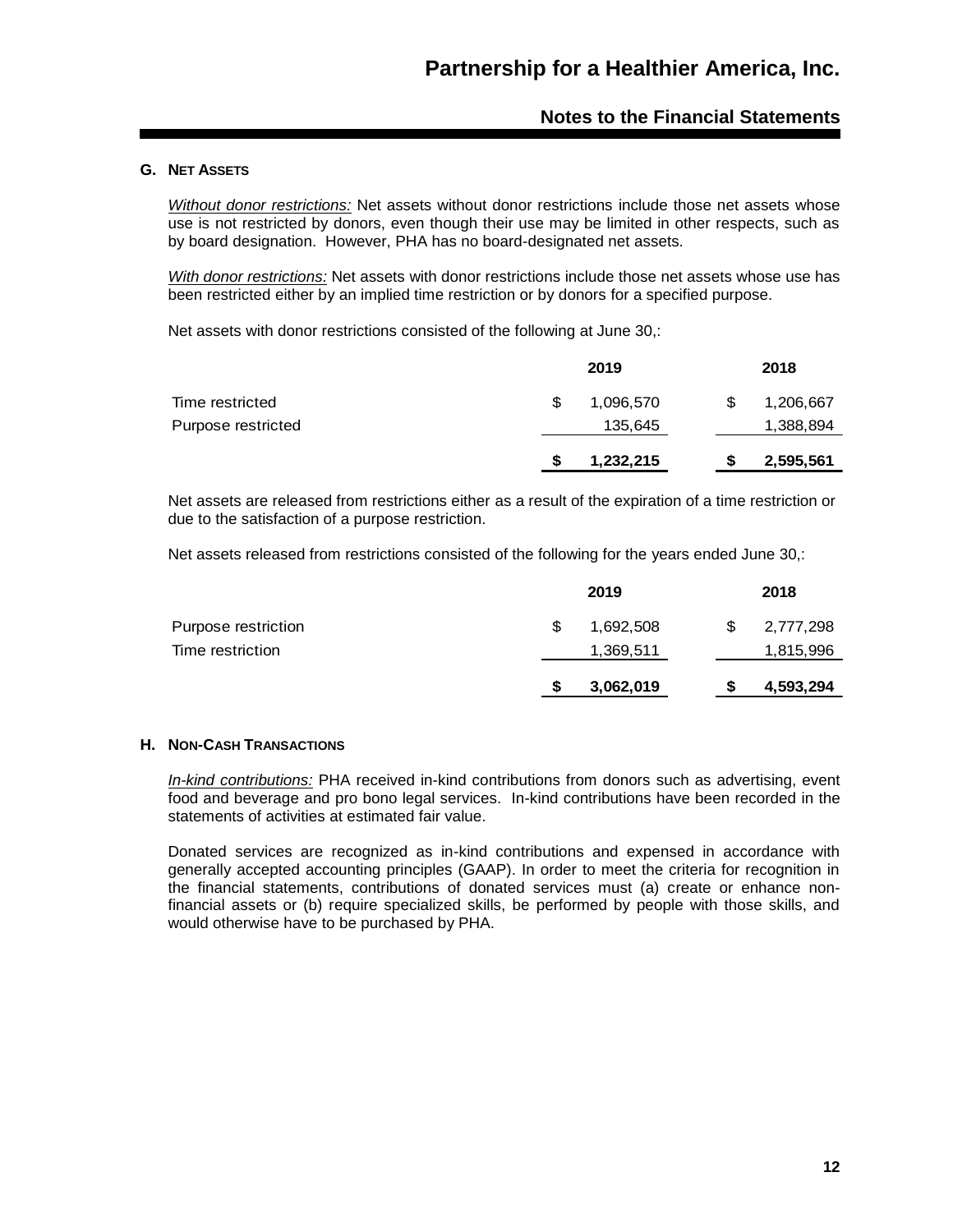## G. Net Assets

*Without donor restrictions:* Net assets without donor restrictions include those net assets whose use is not restricted by donors, even though their use may be limited in other respects, such as by board designation. However, PHA has no board-designated net assets.

*With donor restrictions:* Net assets with donor restrictions include those net assets whose use has been restricted either by an implied time restriction or by donors for a specified purpose.

Net assets with donor restrictions consisted of the following at June 30,:

| | 2019 | 2018 |
|---|---|---|
| Time restricted | $ 1,096,570 | $ 1,206,667 |
| Purpose restricted | 135,645 | 1,388,894 |
| | **$ 1,232,215** | **$ 2,595,561** |

Net assets are released from restrictions either as a result of the expiration of a time restriction or due to the satisfaction of a purpose restriction.

Net assets released from restrictions consisted of the following for the years ended June 30,:

| | 2019 | 2018 |
|---|---|---|
| Purpose restriction | $ 1,692,508 | $ 2,777,298 |
| Time restriction | 1,369,511 | 1,815,996 |
| | **$ 3,062,019** | **$ 4,593,294** |

## H. Non-Cash Transactions

*In-kind contributions:* PHA received in-kind contributions from donors such as advertising, event food and beverage and pro bono legal services. In-kind contributions have been recorded in the statements of activities at estimated fair value.

Donated services are recognized as in-kind contributions and expensed in accordance with generally accepted accounting principles (GAAP). In order to meet the criteria for recognition in the financial statements, contributions of donated services must (a) create or enhance non-financial assets or (b) require specialized skills, be performed by people with those skills, and would otherwise have to be purchased by PHA.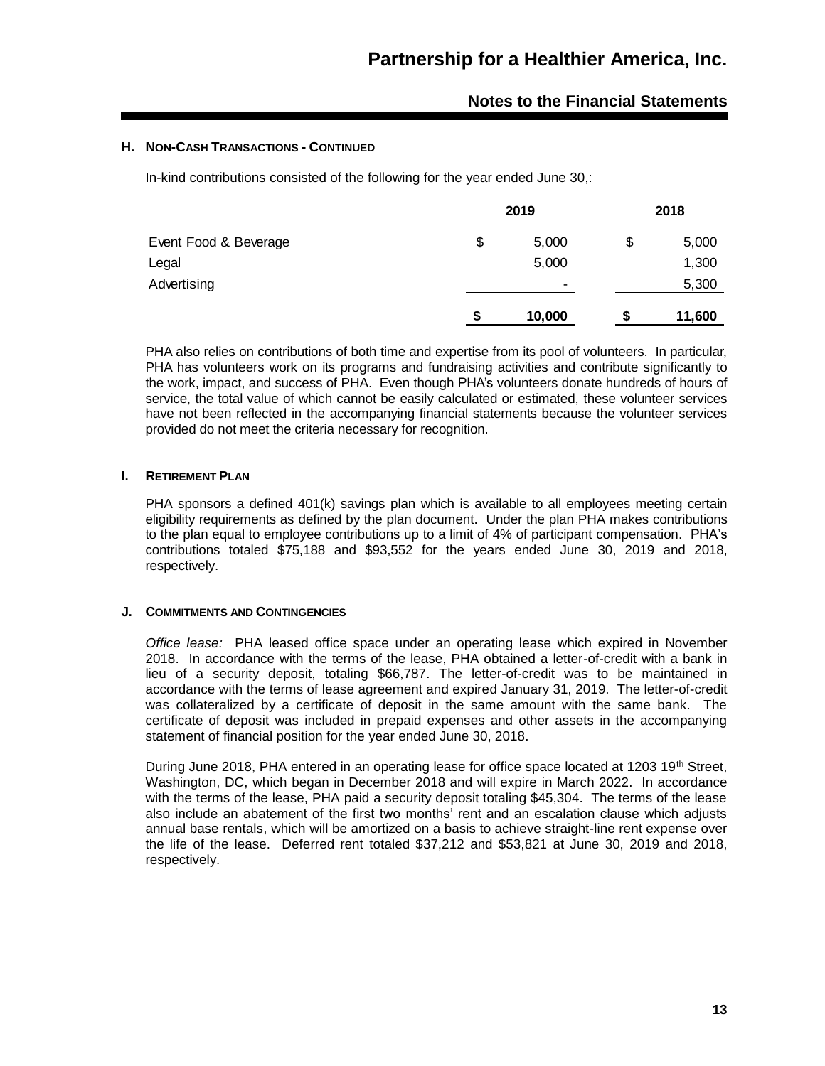### H. NON-CASH TRANSACTIONS - CONTINUED

In-kind contributions consisted of the following for the year ended June 30,:

| | 2019 | 2018 |
|---|---|---|
| Event Food & Beverage | $ 5,000 | $ 5,000 |
| Legal | 5,000 | 1,300 |
| Advertising | - | 5,300 |
| | **$ 10,000** | **$ 11,600** |

PHA also relies on contributions of both time and expertise from its pool of volunteers. In particular, PHA has volunteers work on its programs and fundraising activities and contribute significantly to the work, impact, and success of PHA. Even though PHA's volunteers donate hundreds of hours of service, the total value of which cannot be easily calculated or estimated, these volunteer services have not been reflected in the accompanying financial statements because the volunteer services provided do not meet the criteria necessary for recognition.

### I. RETIREMENT PLAN

PHA sponsors a defined 401(k) savings plan which is available to all employees meeting certain eligibility requirements as defined by the plan document. Under the plan PHA makes contributions to the plan equal to employee contributions up to a limit of 4% of participant compensation. PHA's contributions totaled $75,188 and $93,552 for the years ended June 30, 2019 and 2018, respectively.

### J. COMMITMENTS AND CONTINGENCIES

*Office lease:* PHA leased office space under an operating lease which expired in November 2018. In accordance with the terms of the lease, PHA obtained a letter-of-credit with a bank in lieu of a security deposit, totaling $66,787. The letter-of-credit was to be maintained in accordance with the terms of lease agreement and expired January 31, 2019. The letter-of-credit was collateralized by a certificate of deposit in the same amount with the same bank. The certificate of deposit was included in prepaid expenses and other assets in the accompanying statement of financial position for the year ended June 30, 2018.

During June 2018, PHA entered in an operating lease for office space located at 1203 19th Street, Washington, DC, which began in December 2018 and will expire in March 2022. In accordance with the terms of the lease, PHA paid a security deposit totaling $45,304. The terms of the lease also include an abatement of the first two months' rent and an escalation clause which adjusts annual base rentals, which will be amortized on a basis to achieve straight-line rent expense over the life of the lease. Deferred rent totaled $37,212 and $53,821 at June 30, 2019 and 2018, respectively.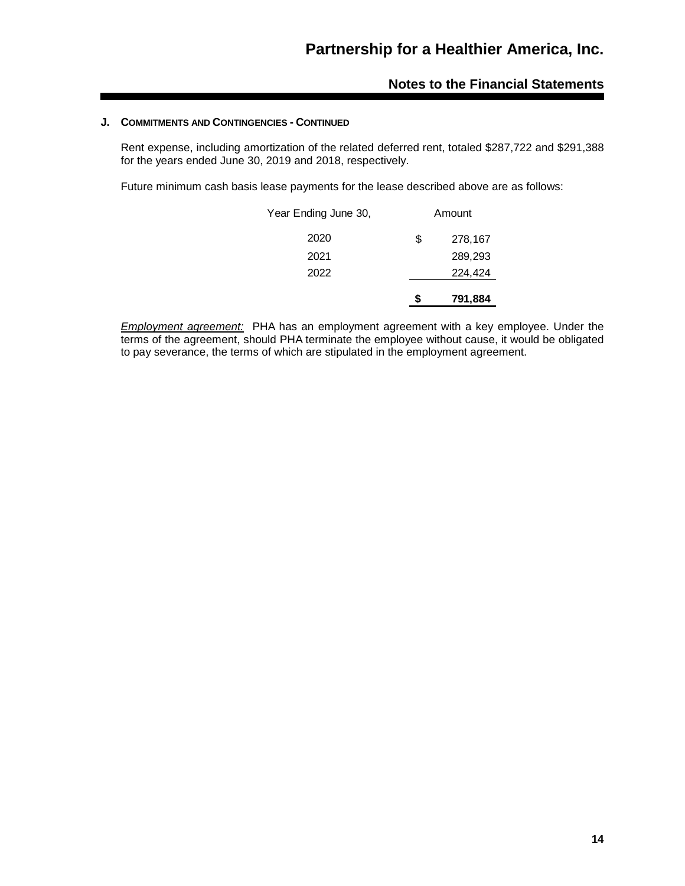**J. Commitments and Contingencies - Continued**

Rent expense, including amortization of the related deferred rent, totaled $287,722 and $291,388 for the years ended June 30, 2019 and 2018, respectively.

Future minimum cash basis lease payments for the lease described above are as follows:

| Year Ending June 30, | Amount |
|---|---|
| 2020 | $ 278,167 |
| 2021 | 289,293 |
| 2022 | 224,424 |
| | **$ 791,884** |

*Employment agreement:* PHA has an employment agreement with a key employee. Under the terms of the agreement, should PHA terminate the employee without cause, it would be obligated to pay severance, the terms of which are stipulated in the employment agreement.